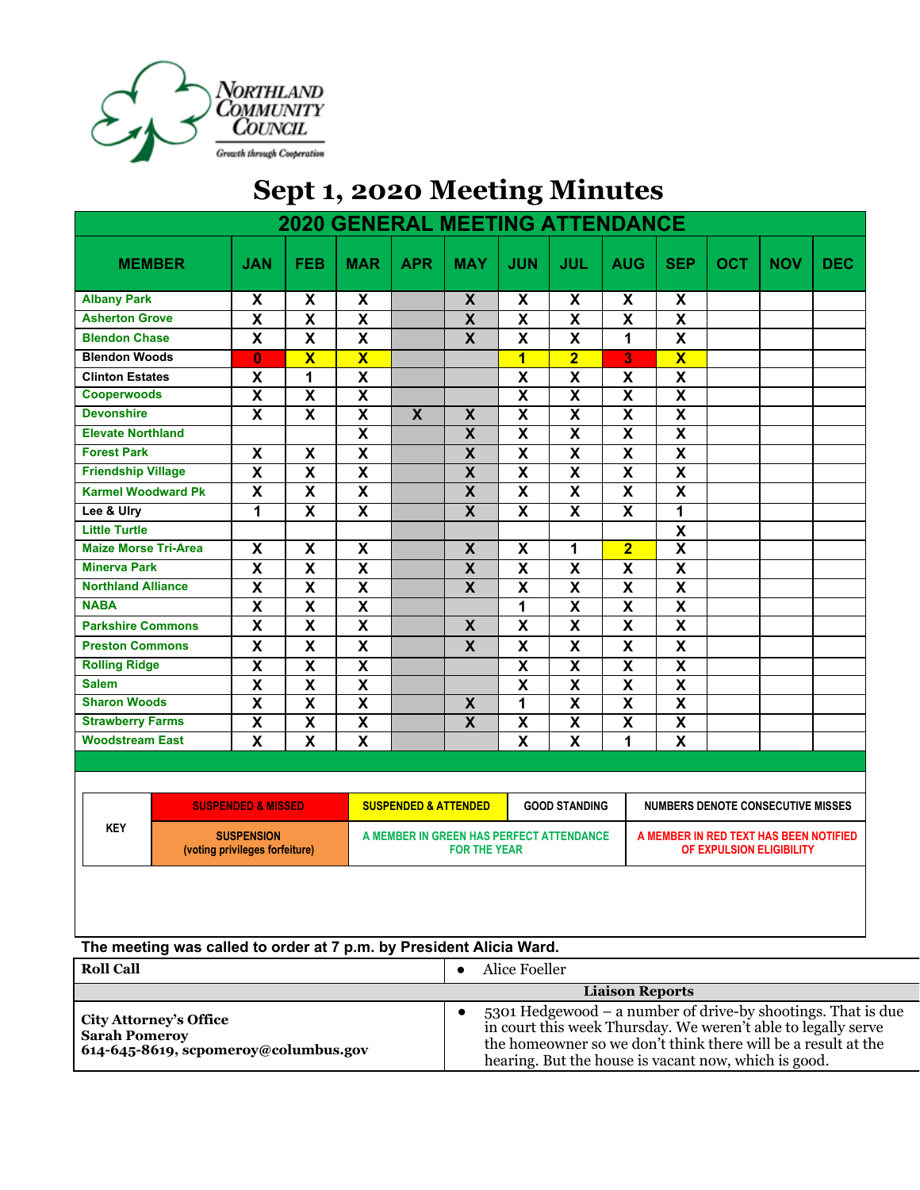Northland Community Council
Growth through Cooperation

# Sept 1, 2020 Meeting Minutes

## 2020 GENERAL MEETING ATTENDANCE

| MEMBER | JAN | FEB | MAR | APR | MAY | JUN | JUL | AUG | SEP | OCT | NOV | DEC |
|---|---|---|---|---|---|---|---|---|---|---|---|---|
| Albany Park | X | X | X | | X | X | X | X | X | | | |
| Asherton Grove | X | X | X | | X | X | X | X | X | | | |
| Blendon Chase | X | X | X | | X | X | X | 1 | X | | | |
| Blendon Woods | 0 | X | X | | | 1 | 2 | 3 | X | | | |
| Clinton Estates | X | 1 | X | | | X | X | X | X | | | |
| Cooperwoods | X | X | X | | | X | X | X | X | | | |
| Devonshire | X | X | X | X | X | X | X | X | X | | | |
| Elevate Northland | | | X | | X | X | X | X | X | | | |
| Forest Park | X | X | X | | X | X | X | X | X | | | |
| Friendship Village | X | X | X | | X | X | X | X | X | | | |
| Karmel Woodward Pk | X | X | X | | X | X | X | X | X | | | |
| Lee & Ulry | 1 | X | X | | X | X | X | X | 1 | | | |
| Little Turtle | | | | | | | | | X | | | |
| Maize Morse Tri-Area | X | X | X | | X | X | 1 | 2 | X | | | |
| Minerva Park | X | X | X | | X | X | X | X | X | | | |
| Northland Alliance | X | X | X | | X | X | X | X | X | | | |
| NABA | X | X | X | | | 1 | X | X | X | | | |
| Parkshire Commons | X | X | X | | X | X | X | X | X | | | |
| Preston Commons | X | X | X | | X | X | X | X | X | | | |
| Rolling Ridge | X | X | X | | | X | X | X | X | | | |
| Salem | X | X | X | | | X | X | X | X | | | |
| Sharon Woods | X | X | X | | X | 1 | X | X | X | | | |
| Strawberry Farms | X | X | X | | X | X | X | X | X | | | |
| Woodstream East | X | X | X | | | X | X | 1 | X | | | |

| KEY | | | |
|---|---|---|---|
| | SUSPENDED & MISSED | SUSPENDED & ATTENDED | GOOD STANDING |
| | SUSPENSION (voting privileges forfeiture) | A MEMBER IN GREEN HAS PERFECT ATTENDANCE FOR THE YEAR | A MEMBER IN RED TEXT HAS BEEN NOTIFIED OF EXPULSION ELIGIBILITY |
| | NUMBERS DENOTE CONSECUTIVE MISSES | | |

**The meeting was called to order at 7 p.m. by President Alicia Ward.**

| **Roll Call** | • Alice Foeller |
|---|---|
| **Liaison Reports** | |
| **City Attorney's Office**<br>**Sarah Pomeroy**<br>**614-645-8619, scpomeroy@columbus.gov** | • 5301 Hedgewood – a number of drive-by shootings. That is due in court this week Thursday. We weren't able to legally serve the homeowner so we don't think there will be a result at the hearing. But the house is vacant now, which is good. |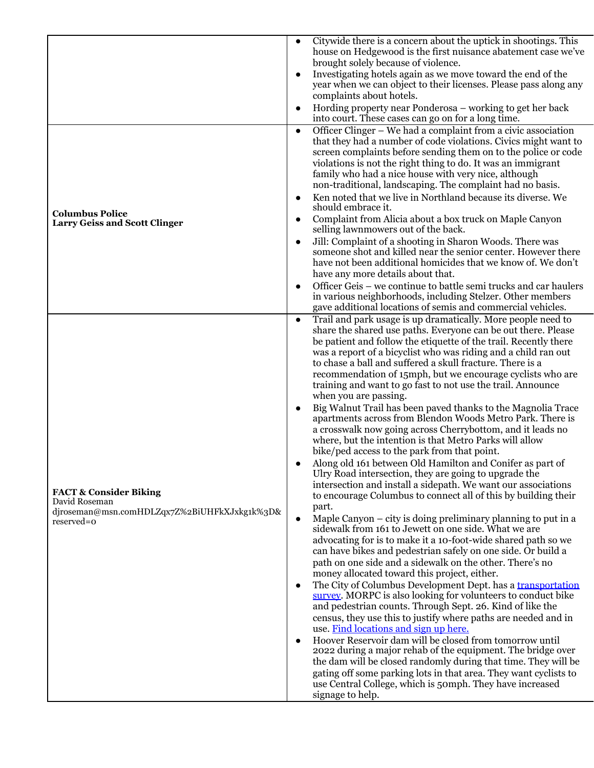| | |
|---|---|
| | • Citywide there is a concern about the uptick in shootings. This house on Hedgewood is the first nuisance abatement case we've brought solely because of violence.<br>• Investigating hotels again as we move toward the end of the year when we can object to their licenses. Please pass along any complaints about hotels.<br>• Hording property near Ponderosa – working to get her back into court. These cases can go on for a long time. |
| **Columbus Police**<br>**Larry Geiss and Scott Clinger** | • Officer Clinger – We had a complaint from a civic association that they had a number of code violations. Civics might want to screen complaints before sending them on to the police or code violations is not the right thing to do. It was an immigrant family who had a nice house with very nice, although non-traditional, landscaping. The complaint had no basis.<br>• Ken noted that we live in Northland because its diverse. We should embrace it.<br>• Complaint from Alicia about a box truck on Maple Canyon selling lawnmowers out of the back.<br>• Jill: Complaint of a shooting in Sharon Woods. There was someone shot and killed near the senior center. However there have not been additional homicides that we know of. We don't have any more details about that.<br>• Officer Geis – we continue to battle semi trucks and car haulers in various neighborhoods, including Stelzer. Other members gave additional locations of semis and commercial vehicles. |
| **FACT & Consider Biking**<br>David Roseman<br>djroseman@msn.comHDLZqx7Z%2BiUHFkXJxkg1k%3D&reserved=0 | • Trail and park usage is up dramatically. More people need to share the shared use paths. Everyone can be out there. Please be patient and follow the etiquette of the trail. Recently there was a report of a bicyclist who was riding and a child ran out to chase a ball and suffered a skull fracture. There is a recommendation of 15mph, but we encourage cyclists who are training and want to go fast to not use the trail. Announce when you are passing.<br>• Big Walnut Trail has been paved thanks to the Magnolia Trace apartments across from Blendon Woods Metro Park. There is a crosswalk now going across Cherrybottom, and it leads no where, but the intention is that Metro Parks will allow bike/ped access to the park from that point.<br>• Along old 161 between Old Hamilton and Conifer as part of Ulry Road intersection, they are going to upgrade the intersection and install a sidepath. We want our associations to encourage Columbus to connect all of this by building their part.<br>• Maple Canyon – city is doing preliminary planning to put in a sidewalk from 161 to Jewett on one side. What we are advocating for is to make it a 10-foot-wide shared path so we can have bikes and pedestrian safely on one side. Or build a path on one side and a sidewalk on the other. There's no money allocated toward this project, either.<br>• The City of Columbus Development Dept. has a transportation survey. MORPC is also looking for volunteers to conduct bike and pedestrian counts. Through Sept. 26. Kind of like the census, they use this to justify where paths are needed and in use. Find locations and sign up here.<br>• Hoover Reservoir dam will be closed from tomorrow until 2022 during a major rehab of the equipment. The bridge over the dam will be closed randomly during that time. They will be gating off some parking lots in that area. They want cyclists to use Central College, which is 50mph. They have increased signage to help. |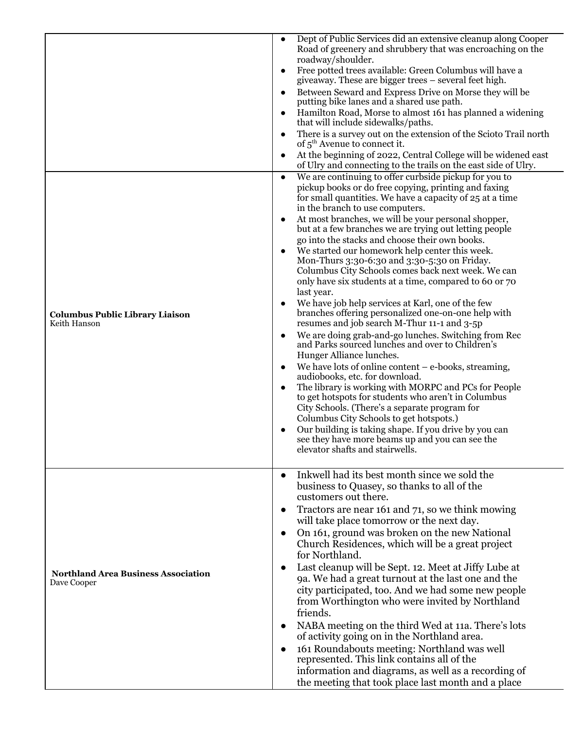| | |
|---|---|
| | • Dept of Public Services did an extensive cleanup along Cooper Road of greenery and shrubbery that was encroaching on the roadway/shoulder.<br>• Free potted trees available: Green Columbus will have a giveaway. These are bigger trees – several feet high.<br>• Between Seward and Express Drive on Morse they will be putting bike lanes and a shared use path.<br>• Hamilton Road, Morse to almost 161 has planned a widening that will include sidewalks/paths.<br>• There is a survey out on the extension of the Scioto Trail north of 5th Avenue to connect it.<br>• At the beginning of 2022, Central College will be widened east of Ulry and connecting to the trails on the east side of Ulry. |
| **Columbus Public Library Liaison**<br>Keith Hanson | • We are continuing to offer curbside pickup for you to pickup books or do free copying, printing and faxing for small quantities. We have a capacity of 25 at a time in the branch to use computers.<br>• At most branches, we will be your personal shopper, but at a few branches we are trying out letting people go into the stacks and choose their own books.<br>• We started our homework help center this week. Mon-Thurs 3:30-6:30 and 3:30-5:30 on Friday. Columbus City Schools comes back next week. We can only have six students at a time, compared to 60 or 70 last year.<br>• We have job help services at Karl, one of the few branches offering personalized one-on-one help with resumes and job search M-Thur 11-1 and 3-5p<br>• We are doing grab-and-go lunches. Switching from Rec and Parks sourced lunches and over to Children's Hunger Alliance lunches.<br>• We have lots of online content – e-books, streaming, audiobooks, etc. for download.<br>• The library is working with MORPC and PCs for People to get hotspots for students who aren't in Columbus City Schools. (There's a separate program for Columbus City Schools to get hotspots.)<br>• Our building is taking shape. If you drive by you can see they have more beams up and you can see the elevator shafts and stairwells. |
| **Northland Area Business Association**<br>Dave Cooper | • Inkwell had its best month since we sold the business to Quasey, so thanks to all of the customers out there.<br>• Tractors are near 161 and 71, so we think mowing will take place tomorrow or the next day.<br>• On 161, ground was broken on the new National Church Residences, which will be a great project for Northland.<br>• Last cleanup will be Sept. 12. Meet at Jiffy Lube at 9a. We had a great turnout at the last one and the city participated, too. And we had some new people from Worthington who were invited by Northland friends.<br>• NABA meeting on the third Wed at 11a. There's lots of activity going on in the Northland area.<br>• 161 Roundabouts meeting: Northland was well represented. This link contains all of the information and diagrams, as well as a recording of the meeting that took place last month and a place |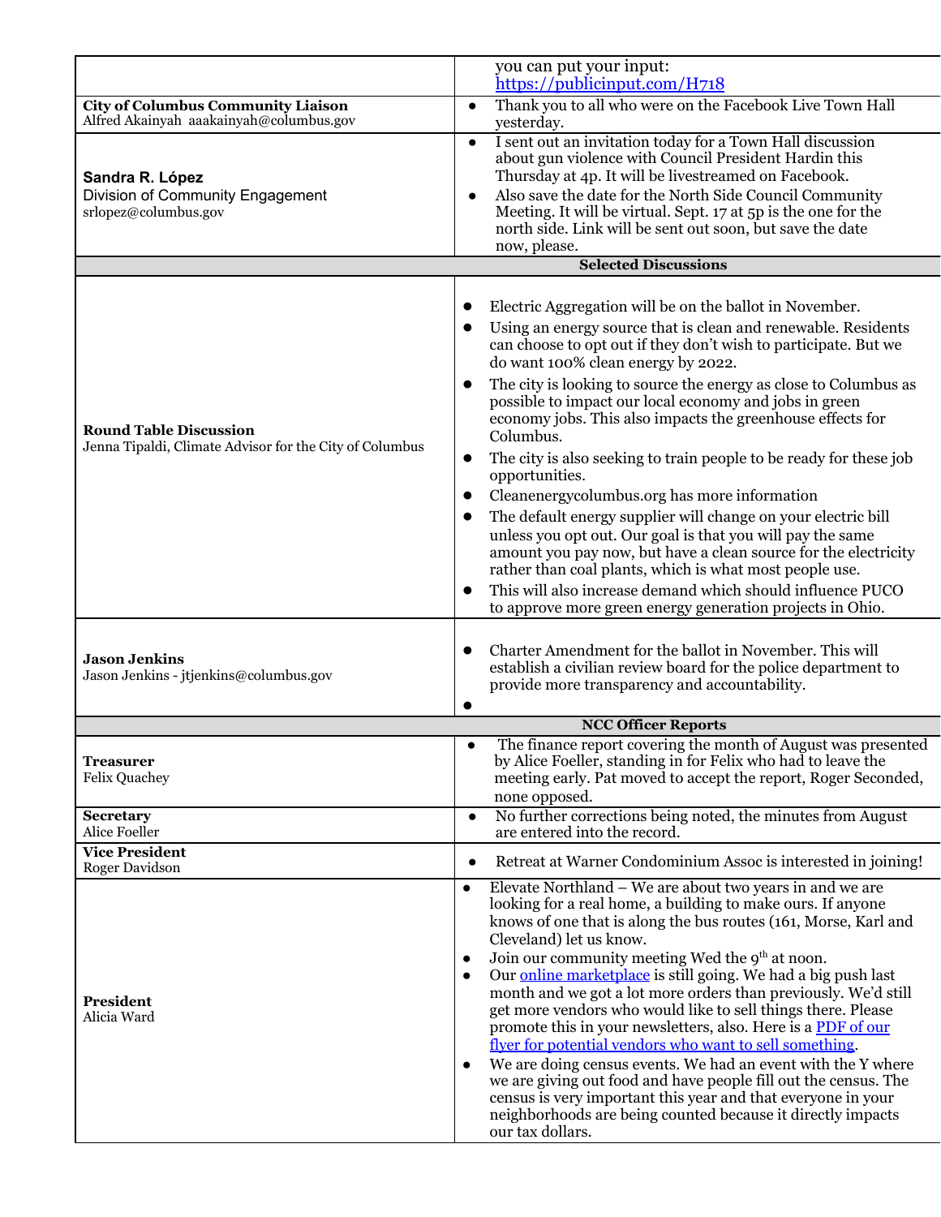| | |
|---|---|
| | you can put your input: [https://publicinput.com/H718](https://publicinput.com/H718) |
| **City of Columbus Community Liaison**<br>Alfred Akainyah aaakainyah@columbus.gov | ● Thank you to all who were on the Facebook Live Town Hall yesterday. |
| **Sandra R. López**<br>Division of Community Engagement<br>srlopez@columbus.gov | ● I sent out an invitation today for a Town Hall discussion about gun violence with Council President Hardin this Thursday at 4p. It will be livestreamed on Facebook.<br>● Also save the date for the North Side Council Community Meeting. It will be virtual. Sept. 17 at 5p is the one for the north side. Link will be sent out soon, but save the date now, please. |
| **Selected Discussions** | |
| **Round Table Discussion**<br>Jenna Tipaldi, Climate Advisor for the City of Columbus | ● Electric Aggregation will be on the ballot in November.<br>● Using an energy source that is clean and renewable. Residents can choose to opt out if they don't wish to participate. But we do want 100% clean energy by 2022.<br>● The city is looking to source the energy as close to Columbus as possible to impact our local economy and jobs in green economy jobs. This also impacts the greenhouse effects for Columbus.<br>● The city is also seeking to train people to be ready for these job opportunities.<br>● Cleanenergycolumbus.org has more information<br>● The default energy supplier will change on your electric bill unless you opt out. Our goal is that you will pay the same amount you pay now, but have a clean source for the electricity rather than coal plants, which is what most people use.<br>● This will also increase demand which should influence PUCO to approve more green energy generation projects in Ohio. |
| **Jason Jenkins**<br>Jason Jenkins - jtjenkins@columbus.gov | ● Charter Amendment for the ballot in November. This will establish a civilian review board for the police department to provide more transparency and accountability.<br>● |
| **NCC Officer Reports** | |
| **Treasurer**<br>Felix Quachey | ● The finance report covering the month of August was presented by Alice Foeller, standing in for Felix who had to leave the meeting early. Pat moved to accept the report, Roger Seconded, none opposed. |
| **Secretary**<br>Alice Foeller | ● No further corrections being noted, the minutes from August are entered into the record. |
| **Vice President**<br>Roger Davidson | ● Retreat at Warner Condominium Assoc is interested in joining! |
| **President**<br>Alicia Ward | ● Elevate Northland – We are about two years in and we are looking for a real home, a building to make ours. If anyone knows of one that is along the bus routes (161, Morse, Karl and Cleveland) let us know.<br>● Join our community meeting Wed the 9th at noon.<br>● Our online marketplace is still going. We had a big push last month and we got a lot more orders than previously. We'd still get more vendors who would like to sell things there. Please promote this in your newsletters, also. Here is a PDF of our flyer for potential vendors who want to sell something.<br>● We are doing census events. We had an event with the Y where we are giving out food and have people fill out the census. The census is very important this year and that everyone in your neighborhoods are being counted because it directly impacts our tax dollars. |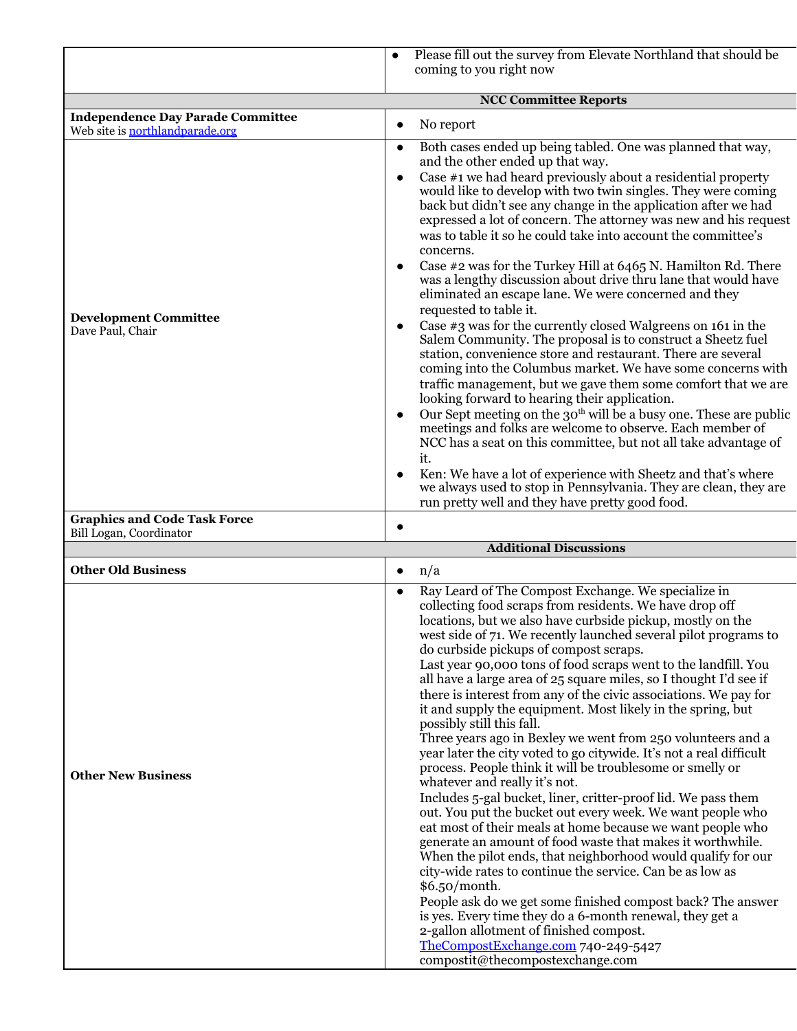| | |
|---|---|
| | • Please fill out the survey from Elevate Northland that should be coming to you right now |
| **NCC Committee Reports** | |
| **Independence Day Parade Committee**<br>Web site is [northlandparade.org](northlandparade.org) | • No report |
| **Development Committee**<br>Dave Paul, Chair | • Both cases ended up being tabled. One was planned that way, and the other ended up that way.<br>• Case #1 we had heard previously about a residential property would like to develop with two twin singles. They were coming back but didn't see any change in the application after we had expressed a lot of concern. The attorney was new and his request was to table it so he could take into account the committee's concerns.<br>• Case #2 was for the Turkey Hill at 6465 N. Hamilton Rd. There was a lengthy discussion about drive thru lane that would have eliminated an escape lane. We were concerned and they requested to table it.<br>• Case #3 was for the currently closed Walgreens on 161 in the Salem Community. The proposal is to construct a Sheetz fuel station, convenience store and restaurant. There are several coming into the Columbus market. We have some concerns with traffic management, but we gave them some comfort that we are looking forward to hearing their application.<br>• Our Sept meeting on the 30th will be a busy one. These are public meetings and folks are welcome to observe. Each member of NCC has a seat on this committee, but not all take advantage of it.<br>• Ken: We have a lot of experience with Sheetz and that's where we always used to stop in Pennsylvania. They are clean, they are run pretty well and they have pretty good food. |
| **Graphics and Code Task Force**<br>Bill Logan, Coordinator | • |
| **Additional Discussions** | |
| **Other Old Business** | • n/a |
| **Other New Business** | • Ray Leard of The Compost Exchange. We specialize in collecting food scraps from residents. We have drop off locations, but we also have curbside pickup, mostly on the west side of 71. We recently launched several pilot programs to do curbside pickups of compost scraps.<br>Last year 90,000 tons of food scraps went to the landfill. You all have a large area of 25 square miles, so I thought I'd see if there is interest from any of the civic associations. We pay for it and supply the equipment. Most likely in the spring, but possibly still this fall.<br>Three years ago in Bexley we went from 250 volunteers and a year later the city voted to go citywide. It's not a real difficult process. People think it will be troublesome or smelly or whatever and really it's not.<br>Includes 5-gal bucket, liner, critter-proof lid. We pass them out. You put the bucket out every week. We want people who eat most of their meals at home because we want people who generate an amount of food waste that makes it worthwhile. When the pilot ends, that neighborhood would qualify for our city-wide rates to continue the service. Can be as low as $6.50/month.<br>People ask do we get some finished compost back? The answer is yes. Every time they do a 6-month renewal, they get a 2-gallon allotment of finished compost.<br>[TheCompostExchange.com](TheCompostExchange.com) 740-249-5427<br>compostit@thecompostexchange.com |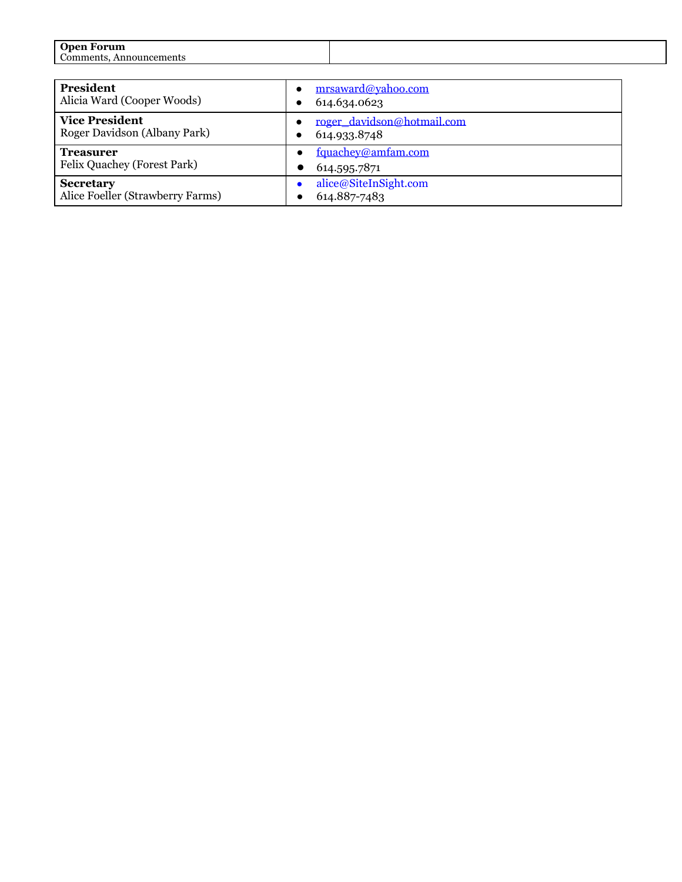| | |
|---|---|
| **Open Forum**<br>Comments, Announcements | |

| | |
|---|---|
| **President**<br>Alicia Ward (Cooper Woods) | • mrsaward@yahoo.com<br>• 614.634.0623 |
| **Vice President**<br>Roger Davidson (Albany Park) | • roger_davidson@hotmail.com<br>• 614.933.8748 |
| **Treasurer**<br>Felix Quachey (Forest Park) | • fquachey@amfam.com<br>• 614.595.7871 |
| **Secretary**<br>Alice Foeller (Strawberry Farms) | • alice@SiteInSight.com<br>• 614.887-7483 |